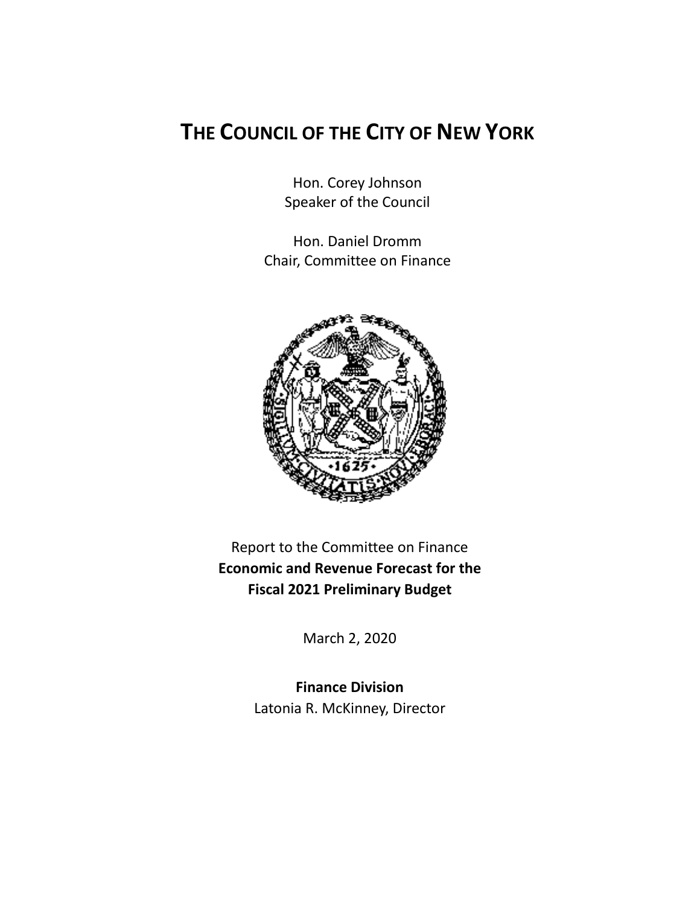# THE COUNCIL OF THE CITY OF NEW YORK

Hon. Corey Johnson
Speaker of the Council

Hon. Daniel Dromm
Chair, Committee on Finance

Report to the Committee on Finance
**Economic and Revenue Forecast for the Fiscal 2021 Preliminary Budget**

March 2, 2020

**Finance Division**
Latonia R. McKinney, Director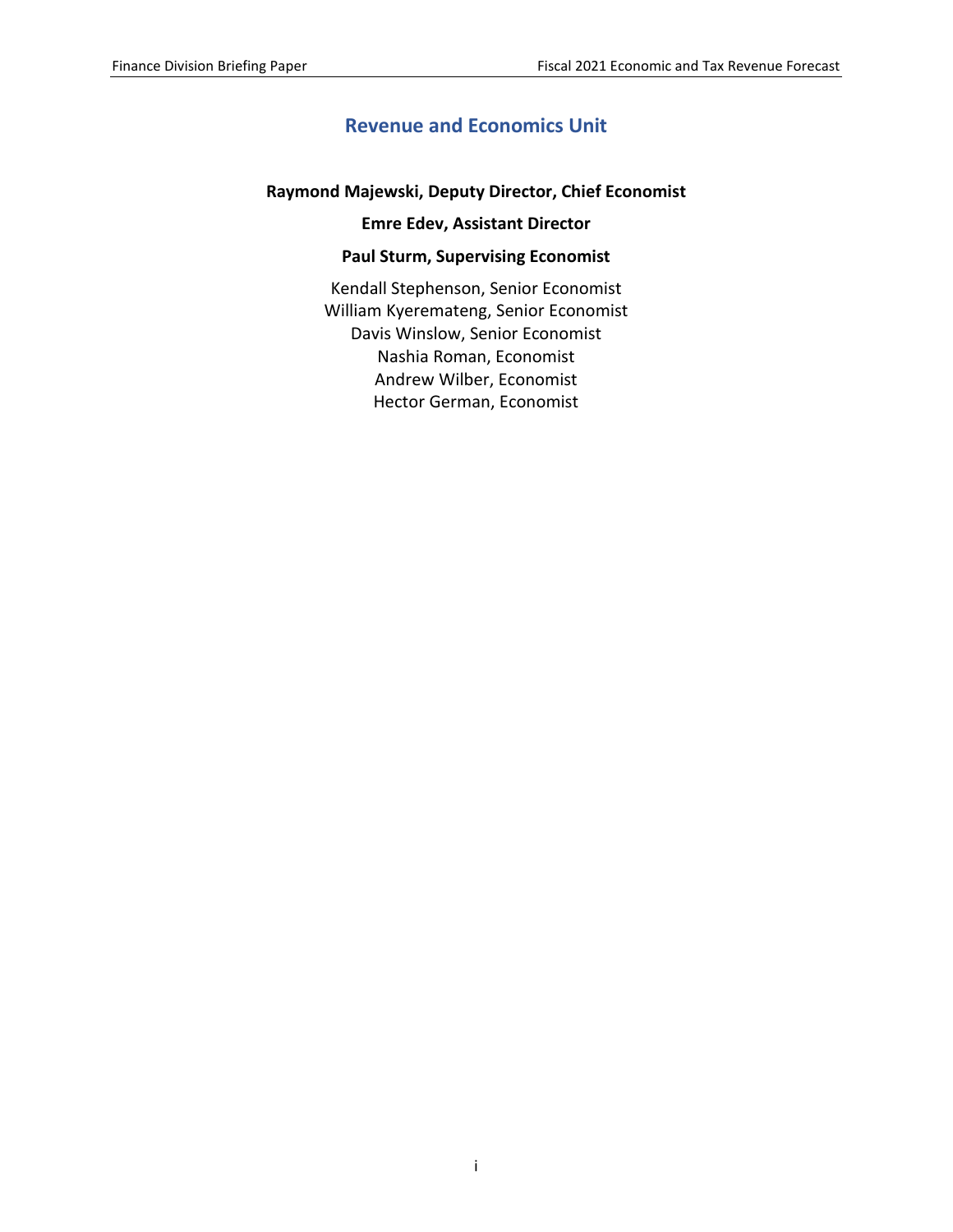## Revenue and Economics Unit

**Raymond Majewski, Deputy Director, Chief Economist**

**Emre Edev, Assistant Director**

**Paul Sturm, Supervising Economist**

Kendall Stephenson, Senior Economist
William Kyeremateng, Senior Economist
Davis Winslow, Senior Economist
Nashia Roman, Economist
Andrew Wilber, Economist
Hector German, Economist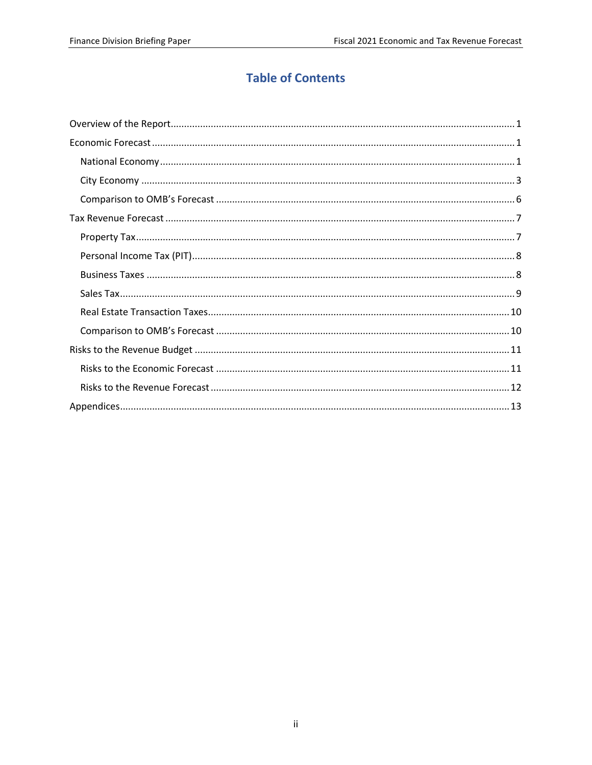# Table of Contents

- Overview of the Report ..... 1
- Economic Forecast ..... 1
  - National Economy ..... 1
  - City Economy ..... 3
  - Comparison to OMB's Forecast ..... 6
- Tax Revenue Forecast ..... 7
  - Property Tax ..... 7
  - Personal Income Tax (PIT) ..... 8
  - Business Taxes ..... 8
  - Sales Tax ..... 9
  - Real Estate Transaction Taxes ..... 10
  - Comparison to OMB's Forecast ..... 10
- Risks to the Revenue Budget ..... 11
  - Risks to the Economic Forecast ..... 11
  - Risks to the Revenue Forecast ..... 12
- Appendices ..... 13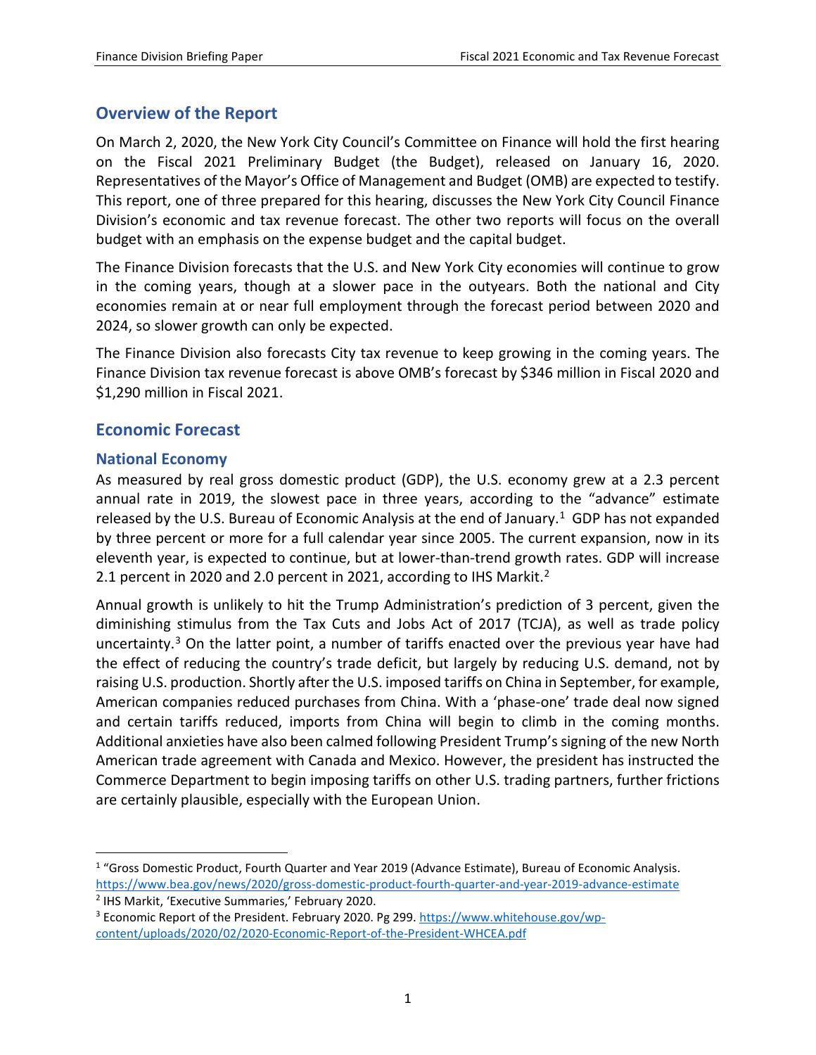## Overview of the Report

On March 2, 2020, the New York City Council's Committee on Finance will hold the first hearing on the Fiscal 2021 Preliminary Budget (the Budget), released on January 16, 2020. Representatives of the Mayor's Office of Management and Budget (OMB) are expected to testify. This report, one of three prepared for this hearing, discusses the New York City Council Finance Division's economic and tax revenue forecast. The other two reports will focus on the overall budget with an emphasis on the expense budget and the capital budget.

The Finance Division forecasts that the U.S. and New York City economies will continue to grow in the coming years, though at a slower pace in the outyears. Both the national and City economies remain at or near full employment through the forecast period between 2020 and 2024, so slower growth can only be expected.

The Finance Division also forecasts City tax revenue to keep growing in the coming years. The Finance Division tax revenue forecast is above OMB's forecast by $346 million in Fiscal 2020 and $1,290 million in Fiscal 2021.

## Economic Forecast

### National Economy

As measured by real gross domestic product (GDP), the U.S. economy grew at a 2.3 percent annual rate in 2019, the slowest pace in three years, according to the "advance" estimate released by the U.S. Bureau of Economic Analysis at the end of January.[1] GDP has not expanded by three percent or more for a full calendar year since 2005. The current expansion, now in its eleventh year, is expected to continue, but at lower-than-trend growth rates. GDP will increase 2.1 percent in 2020 and 2.0 percent in 2021, according to IHS Markit.[2]

Annual growth is unlikely to hit the Trump Administration's prediction of 3 percent, given the diminishing stimulus from the Tax Cuts and Jobs Act of 2017 (TCJA), as well as trade policy uncertainty.[3] On the latter point, a number of tariffs enacted over the previous year have had the effect of reducing the country's trade deficit, but largely by reducing U.S. demand, not by raising U.S. production. Shortly after the U.S. imposed tariffs on China in September, for example, American companies reduced purchases from China. With a 'phase-one' trade deal now signed and certain tariffs reduced, imports from China will begin to climb in the coming months. Additional anxieties have also been calmed following President Trump's signing of the new North American trade agreement with Canada and Mexico. However, the president has instructed the Commerce Department to begin imposing tariffs on other U.S. trading partners, further frictions are certainly plausible, especially with the European Union.

---

[1] "Gross Domestic Product, Fourth Quarter and Year 2019 (Advance Estimate), Bureau of Economic Analysis. https://www.bea.gov/news/2020/gross-domestic-product-fourth-quarter-and-year-2019-advance-estimate

[2] IHS Markit, 'Executive Summaries,' February 2020.

[3] Economic Report of the President. February 2020. Pg 299. https://www.whitehouse.gov/wp-content/uploads/2020/02/2020-Economic-Report-of-the-President-WHCEA.pdf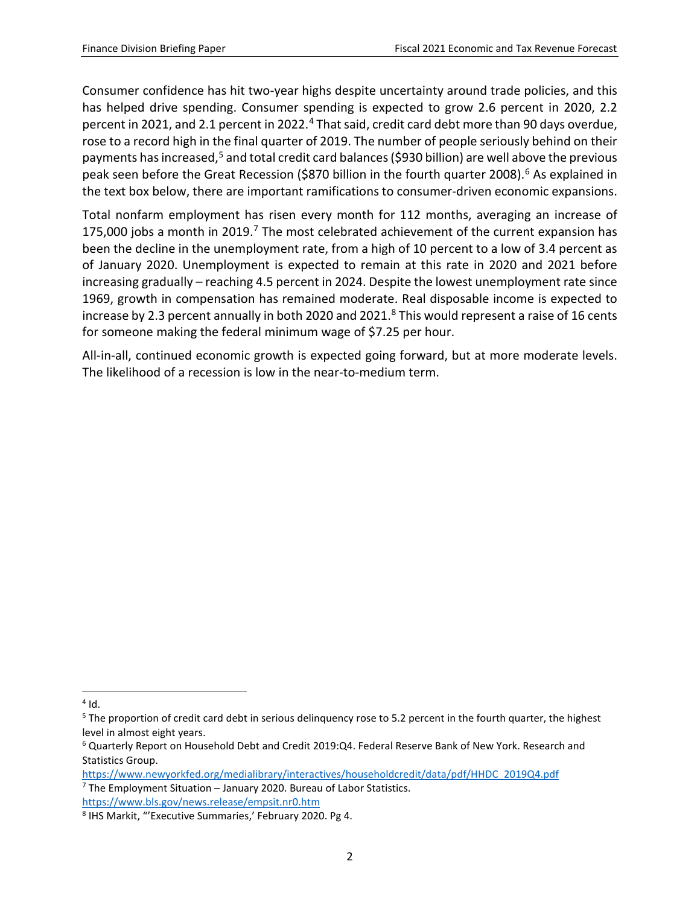Consumer confidence has hit two-year highs despite uncertainty around trade policies, and this has helped drive spending. Consumer spending is expected to grow 2.6 percent in 2020, 2.2 percent in 2021, and 2.1 percent in 2022.[4] That said, credit card debt more than 90 days overdue, rose to a record high in the final quarter of 2019. The number of people seriously behind on their payments has increased,[5] and total credit card balances ($930 billion) are well above the previous peak seen before the Great Recession ($870 billion in the fourth quarter 2008).[6] As explained in the text box below, there are important ramifications to consumer-driven economic expansions.

Total nonfarm employment has risen every month for 112 months, averaging an increase of 175,000 jobs a month in 2019.[7] The most celebrated achievement of the current expansion has been the decline in the unemployment rate, from a high of 10 percent to a low of 3.4 percent as of January 2020. Unemployment is expected to remain at this rate in 2020 and 2021 before increasing gradually – reaching 4.5 percent in 2024. Despite the lowest unemployment rate since 1969, growth in compensation has remained moderate. Real disposable income is expected to increase by 2.3 percent annually in both 2020 and 2021.[8] This would represent a raise of 16 cents for someone making the federal minimum wage of $7.25 per hour.

All-in-all, continued economic growth is expected going forward, but at more moderate levels. The likelihood of a recession is low in the near-to-medium term.

---

[4] Id.

[5] The proportion of credit card debt in serious delinquency rose to 5.2 percent in the fourth quarter, the highest level in almost eight years.

[6] Quarterly Report on Household Debt and Credit 2019:Q4. Federal Reserve Bank of New York. Research and Statistics Group. https://www.newyorkfed.org/medialibrary/interactives/householdcredit/data/pdf/HHDC_2019Q4.pdf

[7] The Employment Situation – January 2020. Bureau of Labor Statistics. https://www.bls.gov/news.release/empsit.nr0.htm

[8] IHS Markit, "'Executive Summaries,' February 2020. Pg 4.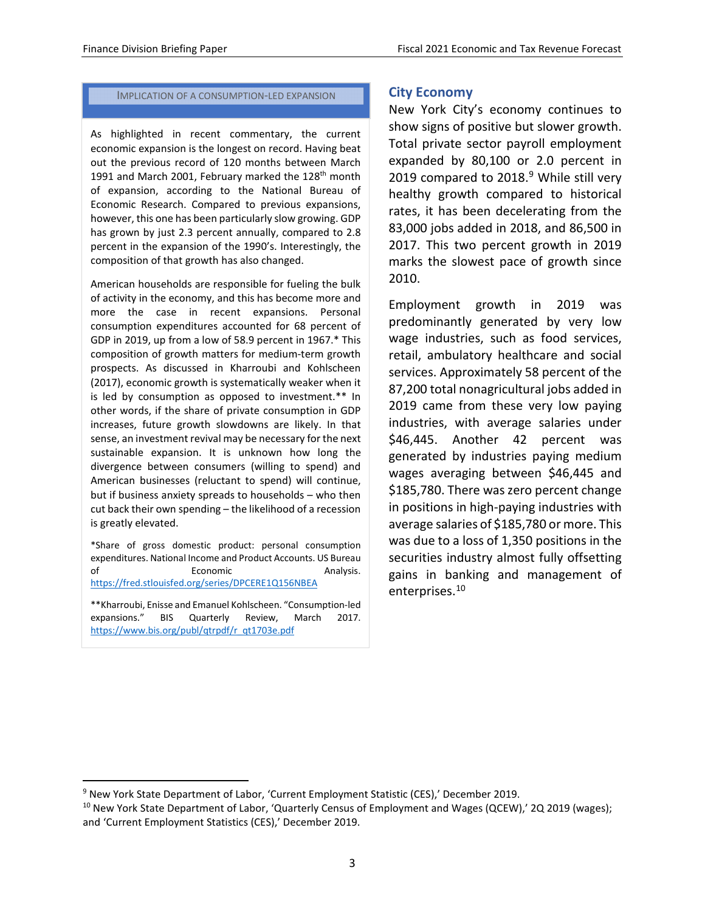### Implication of a Consumption-Led Expansion

As highlighted in recent commentary, the current economic expansion is the longest on record. Having beat out the previous record of 120 months between March 1991 and March 2001, February marked the 128th month of expansion, according to the National Bureau of Economic Research. Compared to previous expansions, however, this one has been particularly slow growing. GDP has grown by just 2.3 percent annually, compared to 2.8 percent in the expansion of the 1990's. Interestingly, the composition of that growth has also changed.

American households are responsible for fueling the bulk of activity in the economy, and this has become more and more the case in recent expansions. Personal consumption expenditures accounted for 68 percent of GDP in 2019, up from a low of 58.9 percent in 1967.* This composition of growth matters for medium-term growth prospects. As discussed in Kharroubi and Kohlscheen (2017), economic growth is systematically weaker when it is led by consumption as opposed to investment.** In other words, if the share of private consumption in GDP increases, future growth slowdowns are likely. In that sense, an investment revival may be necessary for the next sustainable expansion. It is unknown how long the divergence between consumers (willing to spend) and American businesses (reluctant to spend) will continue, but if business anxiety spreads to households – who then cut back their own spending – the likelihood of a recession is greatly elevated.

*Share of gross domestic product: personal consumption expenditures. National Income and Product Accounts. US Bureau of Economic Analysis. https://fred.stlouisfed.org/series/DPCERE1Q156NBEA

**Kharroubi, Enisse and Emanuel Kohlscheen. "Consumption-led expansions." BIS Quarterly Review, March 2017. https://www.bis.org/publ/qtrpdf/r_qt1703e.pdf

## City Economy

New York City's economy continues to show signs of positive but slower growth. Total private sector payroll employment expanded by 80,100 or 2.0 percent in 2019 compared to 2018.[9] While still very healthy growth compared to historical rates, it has been decelerating from the 83,000 jobs added in 2018, and 86,500 in 2017. This two percent growth in 2019 marks the slowest pace of growth since 2010.

Employment growth in 2019 was predominantly generated by very low wage industries, such as food services, retail, ambulatory healthcare and social services. Approximately 58 percent of the 87,200 total nonagricultural jobs added in 2019 came from these very low paying industries, with average salaries under $46,445. Another 42 percent was generated by industries paying medium wages averaging between $46,445 and $185,780. There was zero percent change in positions in high-paying industries with average salaries of $185,780 or more. This was due to a loss of 1,350 positions in the securities industry almost fully offsetting gains in banking and management of enterprises.[10]

[9] New York State Department of Labor, 'Current Employment Statistic (CES),' December 2019.

[10] New York State Department of Labor, 'Quarterly Census of Employment and Wages (QCEW),' 2Q 2019 (wages); and 'Current Employment Statistics (CES),' December 2019.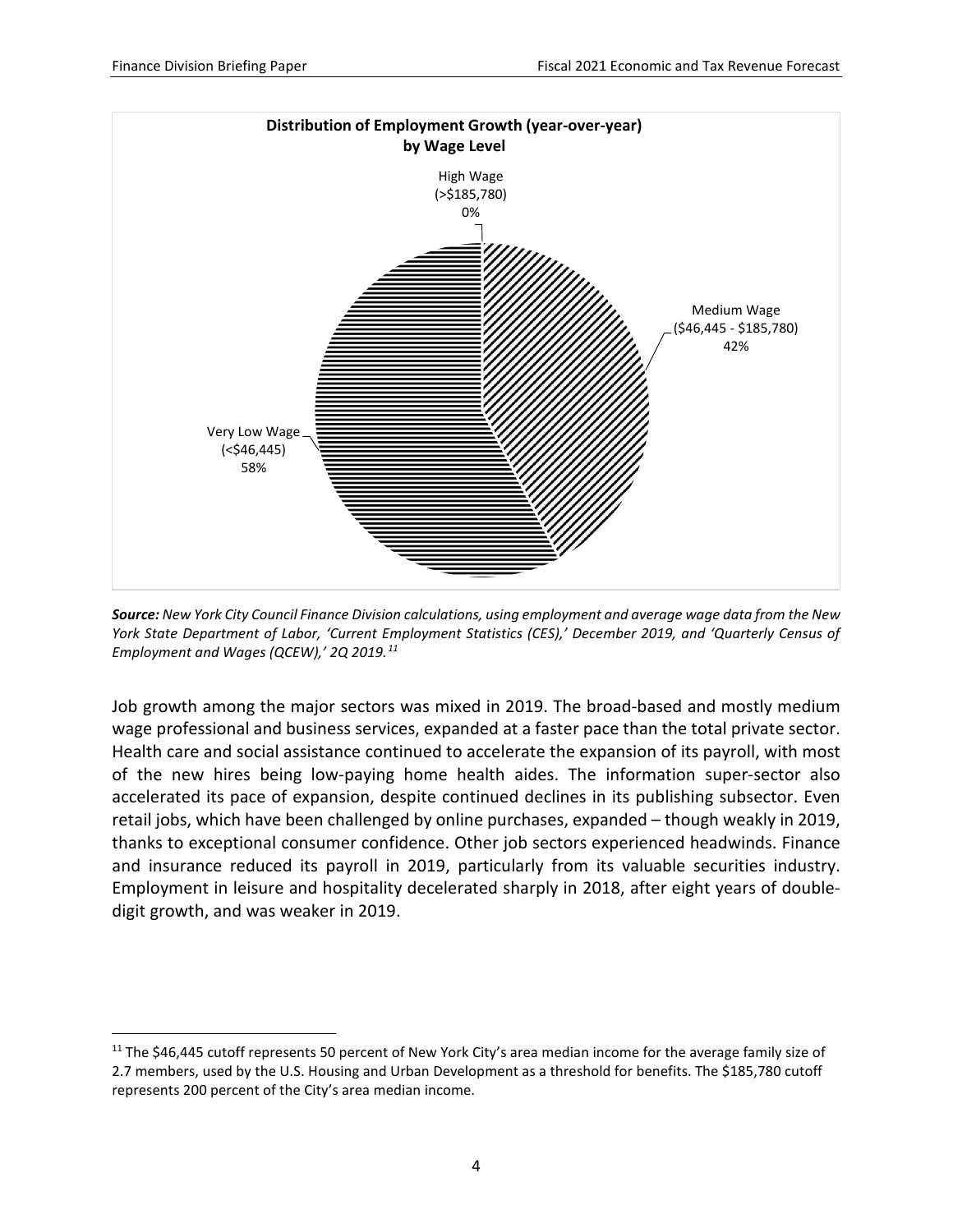**Distribution of Employment Growth (year-over-year) by Wage Level**

High Wage (>$185,780) 0%

Medium Wage ($46,445 - $185,780) 42%

Very Low Wage (<$46,445) 58%

***Source:*** *New York City Council Finance Division calculations, using employment and average wage data from the New York State Department of Labor, 'Current Employment Statistics (CES),' December 2019, and 'Quarterly Census of Employment and Wages (QCEW),' 2Q 2019.*[11]

Job growth among the major sectors was mixed in 2019. The broad-based and mostly medium wage professional and business services, expanded at a faster pace than the total private sector. Health care and social assistance continued to accelerate the expansion of its payroll, with most of the new hires being low-paying home health aides. The information super-sector also accelerated its pace of expansion, despite continued declines in its publishing subsector. Even retail jobs, which have been challenged by online purchases, expanded – though weakly in 2019, thanks to exceptional consumer confidence. Other job sectors experienced headwinds. Finance and insurance reduced its payroll in 2019, particularly from its valuable securities industry. Employment in leisure and hospitality decelerated sharply in 2018, after eight years of double-digit growth, and was weaker in 2019.

---

[11] The $46,445 cutoff represents 50 percent of New York City's area median income for the average family size of 2.7 members, used by the U.S. Housing and Urban Development as a threshold for benefits. The $185,780 cutoff represents 200 percent of the City's area median income.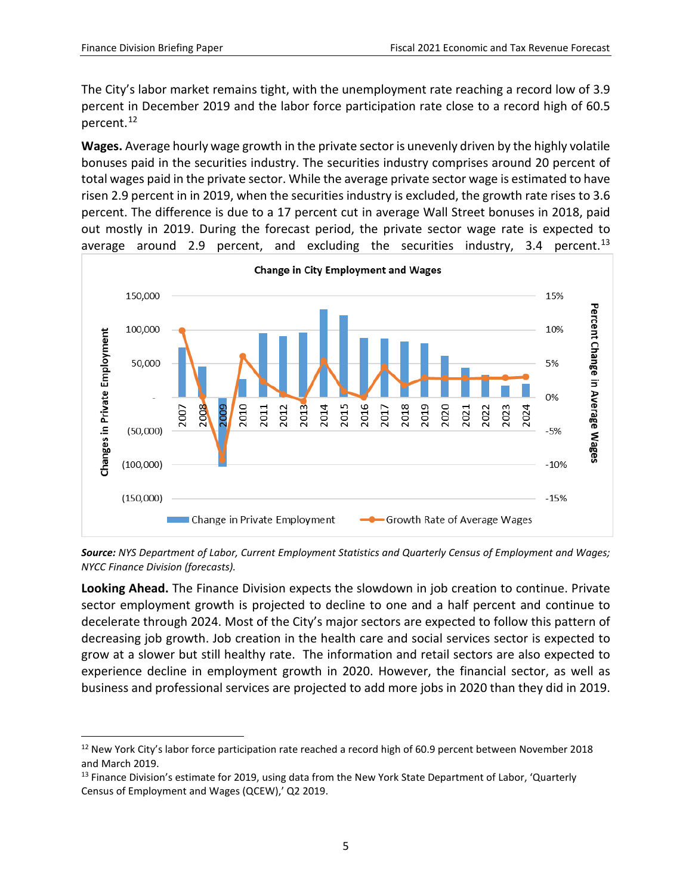The City's labor market remains tight, with the unemployment rate reaching a record low of 3.9 percent in December 2019 and the labor force participation rate close to a record high of 60.5 percent.[12]

**Wages.** Average hourly wage growth in the private sector is unevenly driven by the highly volatile bonuses paid in the securities industry. The securities industry comprises around 20 percent of total wages paid in the private sector. While the average private sector wage is estimated to have risen 2.9 percent in in 2019, when the securities industry is excluded, the growth rate rises to 3.6 percent. The difference is due to a 17 percent cut in average Wall Street bonuses in 2018, paid out mostly in 2019. During the forecast period, the private sector wage rate is expected to average around 2.9 percent, and excluding the securities industry, 3.4 percent.[13]

**Change in City Employment and Wages**

*Source:* *NYS Department of Labor, Current Employment Statistics and Quarterly Census of Employment and Wages; NYCC Finance Division (forecasts).*

**Looking Ahead.** The Finance Division expects the slowdown in job creation to continue. Private sector employment growth is projected to decline to one and a half percent and continue to decelerate through 2024. Most of the City's major sectors are expected to follow this pattern of decreasing job growth. Job creation in the health care and social services sector is expected to grow at a slower but still healthy rate. The information and retail sectors are also expected to experience decline in employment growth in 2020. However, the financial sector, as well as business and professional services are projected to add more jobs in 2020 than they did in 2019.

[12] New York City's labor force participation rate reached a record high of 60.9 percent between November 2018 and March 2019.

[13] Finance Division's estimate for 2019, using data from the New York State Department of Labor, 'Quarterly Census of Employment and Wages (QCEW),' Q2 2019.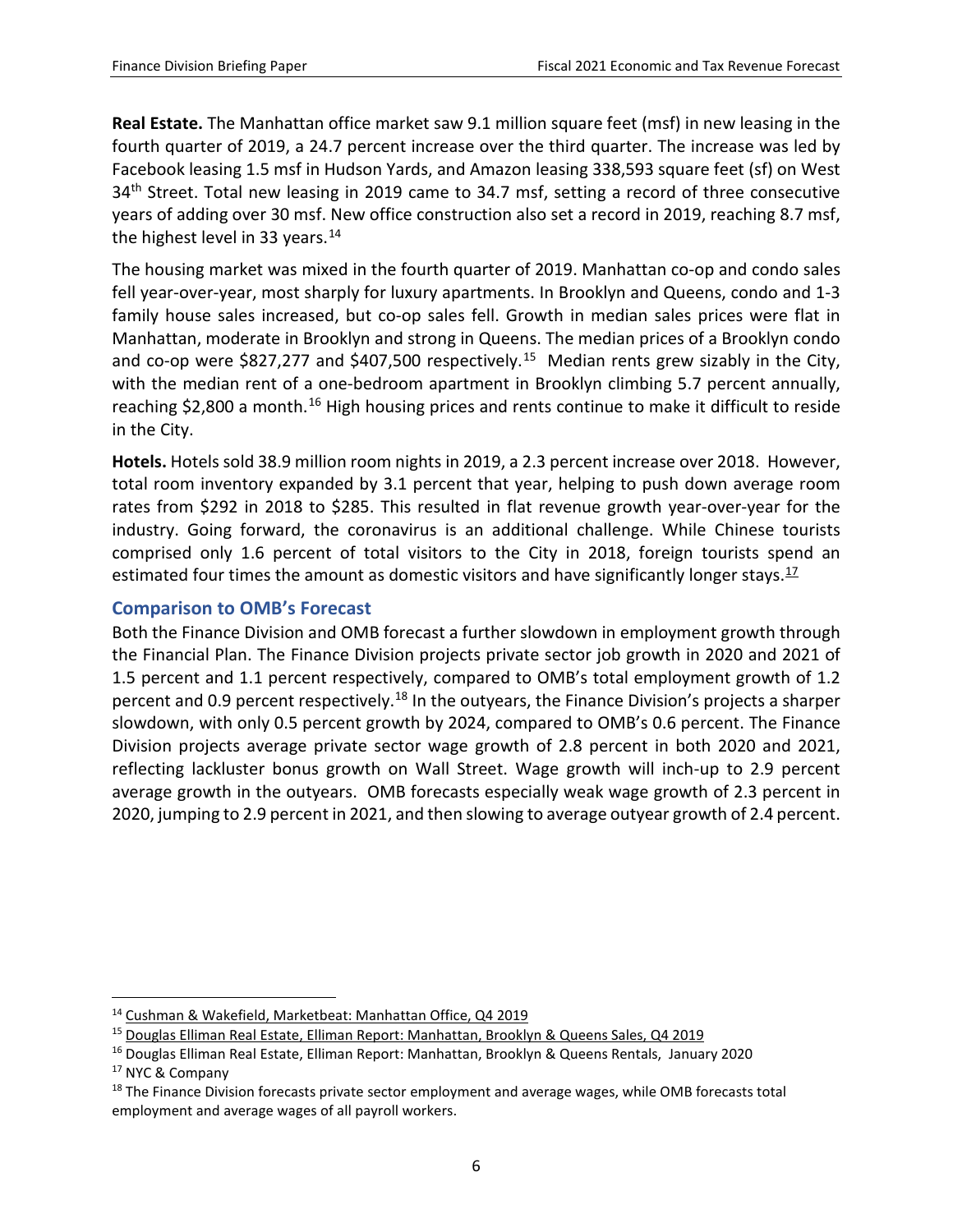**Real Estate.** The Manhattan office market saw 9.1 million square feet (msf) in new leasing in the fourth quarter of 2019, a 24.7 percent increase over the third quarter. The increase was led by Facebook leasing 1.5 msf in Hudson Yards, and Amazon leasing 338,593 square feet (sf) on West 34th Street. Total new leasing in 2019 came to 34.7 msf, setting a record of three consecutive years of adding over 30 msf. New office construction also set a record in 2019, reaching 8.7 msf, the highest level in 33 years.[14]

The housing market was mixed in the fourth quarter of 2019. Manhattan co-op and condo sales fell year-over-year, most sharply for luxury apartments. In Brooklyn and Queens, condo and 1-3 family house sales increased, but co-op sales fell. Growth in median sales prices were flat in Manhattan, moderate in Brooklyn and strong in Queens. The median prices of a Brooklyn condo and co-op were $827,277 and $407,500 respectively.[15] Median rents grew sizably in the City, with the median rent of a one-bedroom apartment in Brooklyn climbing 5.7 percent annually, reaching $2,800 a month.[16] High housing prices and rents continue to make it difficult to reside in the City.

**Hotels.** Hotels sold 38.9 million room nights in 2019, a 2.3 percent increase over 2018. However, total room inventory expanded by 3.1 percent that year, helping to push down average room rates from $292 in 2018 to $285. This resulted in flat revenue growth year-over-year for the industry. Going forward, the coronavirus is an additional challenge. While Chinese tourists comprised only 1.6 percent of total visitors to the City in 2018, foreign tourists spend an estimated four times the amount as domestic visitors and have significantly longer stays.[17]

## Comparison to OMB's Forecast

Both the Finance Division and OMB forecast a further slowdown in employment growth through the Financial Plan. The Finance Division projects private sector job growth in 2020 and 2021 of 1.5 percent and 1.1 percent respectively, compared to OMB's total employment growth of 1.2 percent and 0.9 percent respectively.[18] In the outyears, the Finance Division's projects a sharper slowdown, with only 0.5 percent growth by 2024, compared to OMB's 0.6 percent. The Finance Division projects average private sector wage growth of 2.8 percent in both 2020 and 2021, reflecting lackluster bonus growth on Wall Street. Wage growth will inch-up to 2.9 percent average growth in the outyears. OMB forecasts especially weak wage growth of 2.3 percent in 2020, jumping to 2.9 percent in 2021, and then slowing to average outyear growth of 2.4 percent.

---

[14] Cushman & Wakefield, Marketbeat: Manhattan Office, Q4 2019

[15] Douglas Elliman Real Estate, Elliman Report: Manhattan, Brooklyn & Queens Sales, Q4 2019

[16] Douglas Elliman Real Estate, Elliman Report: Manhattan, Brooklyn & Queens Rentals, January 2020

[17] NYC & Company

[18] The Finance Division forecasts private sector employment and average wages, while OMB forecasts total employment and average wages of all payroll workers.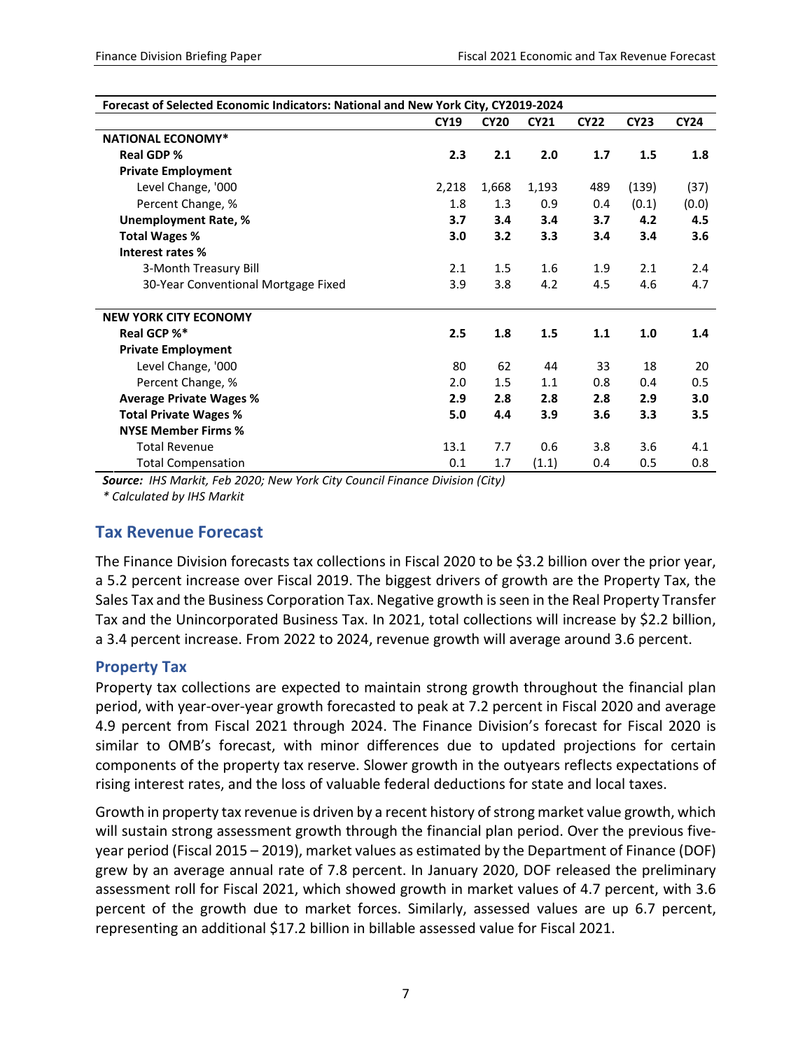| Forecast of Selected Economic Indicators: National and New York City, CY2019-2024 | | | | | | |
|---|---|---|---|---|---|---|
| | **CY19** | **CY20** | **CY21** | **CY22** | **CY23** | **CY24** |
| **NATIONAL ECONOMY*** | | | | | | |
| **Real GDP %** | **2.3** | **2.1** | **2.0** | **1.7** | **1.5** | **1.8** |
| **Private Employment** | | | | | | |
| Level Change, '000 | 2,218 | 1,668 | 1,193 | 489 | (139) | (37) |
| Percent Change, % | 1.8 | 1.3 | 0.9 | 0.4 | (0.1) | (0.0) |
| **Unemployment Rate, %** | **3.7** | **3.4** | **3.4** | **3.7** | **4.2** | **4.5** |
| **Total Wages %** | **3.0** | **3.2** | **3.3** | **3.4** | **3.4** | **3.6** |
| **Interest rates %** | | | | | | |
| 3-Month Treasury Bill | 2.1 | 1.5 | 1.6 | 1.9 | 2.1 | 2.4 |
| 30-Year Conventional Mortgage Fixed | 3.9 | 3.8 | 4.2 | 4.5 | 4.6 | 4.7 |
| **NEW YORK CITY ECONOMY** | | | | | | |
| **Real GCP %*** | **2.5** | **1.8** | **1.5** | **1.1** | **1.0** | **1.4** |
| **Private Employment** | | | | | | |
| Level Change, '000 | 80 | 62 | 44 | 33 | 18 | 20 |
| Percent Change, % | 2.0 | 1.5 | 1.1 | 0.8 | 0.4 | 0.5 |
| **Average Private Wages %** | **2.9** | **2.8** | **2.8** | **2.8** | **2.9** | **3.0** |
| **Total Private Wages %** | **5.0** | **4.4** | **3.9** | **3.6** | **3.3** | **3.5** |
| **NYSE Member Firms %** | | | | | | |
| Total Revenue | 13.1 | 7.7 | 0.6 | 3.8 | 3.6 | 4.1 |
| Total Compensation | 0.1 | 1.7 | (1.1) | 0.4 | 0.5 | 0.8 |

***Source:*** *IHS Markit, Feb 2020; New York City Council Finance Division (City)*

*\* Calculated by IHS Markit*

## Tax Revenue Forecast

The Finance Division forecasts tax collections in Fiscal 2020 to be $3.2 billion over the prior year, a 5.2 percent increase over Fiscal 2019. The biggest drivers of growth are the Property Tax, the Sales Tax and the Business Corporation Tax. Negative growth is seen in the Real Property Transfer Tax and the Unincorporated Business Tax. In 2021, total collections will increase by $2.2 billion, a 3.4 percent increase. From 2022 to 2024, revenue growth will average around 3.6 percent.

### Property Tax

Property tax collections are expected to maintain strong growth throughout the financial plan period, with year-over-year growth forecasted to peak at 7.2 percent in Fiscal 2020 and average 4.9 percent from Fiscal 2021 through 2024. The Finance Division's forecast for Fiscal 2020 is similar to OMB's forecast, with minor differences due to updated projections for certain components of the property tax reserve. Slower growth in the outyears reflects expectations of rising interest rates, and the loss of valuable federal deductions for state and local taxes.

Growth in property tax revenue is driven by a recent history of strong market value growth, which will sustain strong assessment growth through the financial plan period. Over the previous five-year period (Fiscal 2015 – 2019), market values as estimated by the Department of Finance (DOF) grew by an average annual rate of 7.8 percent. In January 2020, DOF released the preliminary assessment roll for Fiscal 2021, which showed growth in market values of 4.7 percent, with 3.6 percent of the growth due to market forces. Similarly, assessed values are up 6.7 percent, representing an additional $17.2 billion in billable assessed value for Fiscal 2021.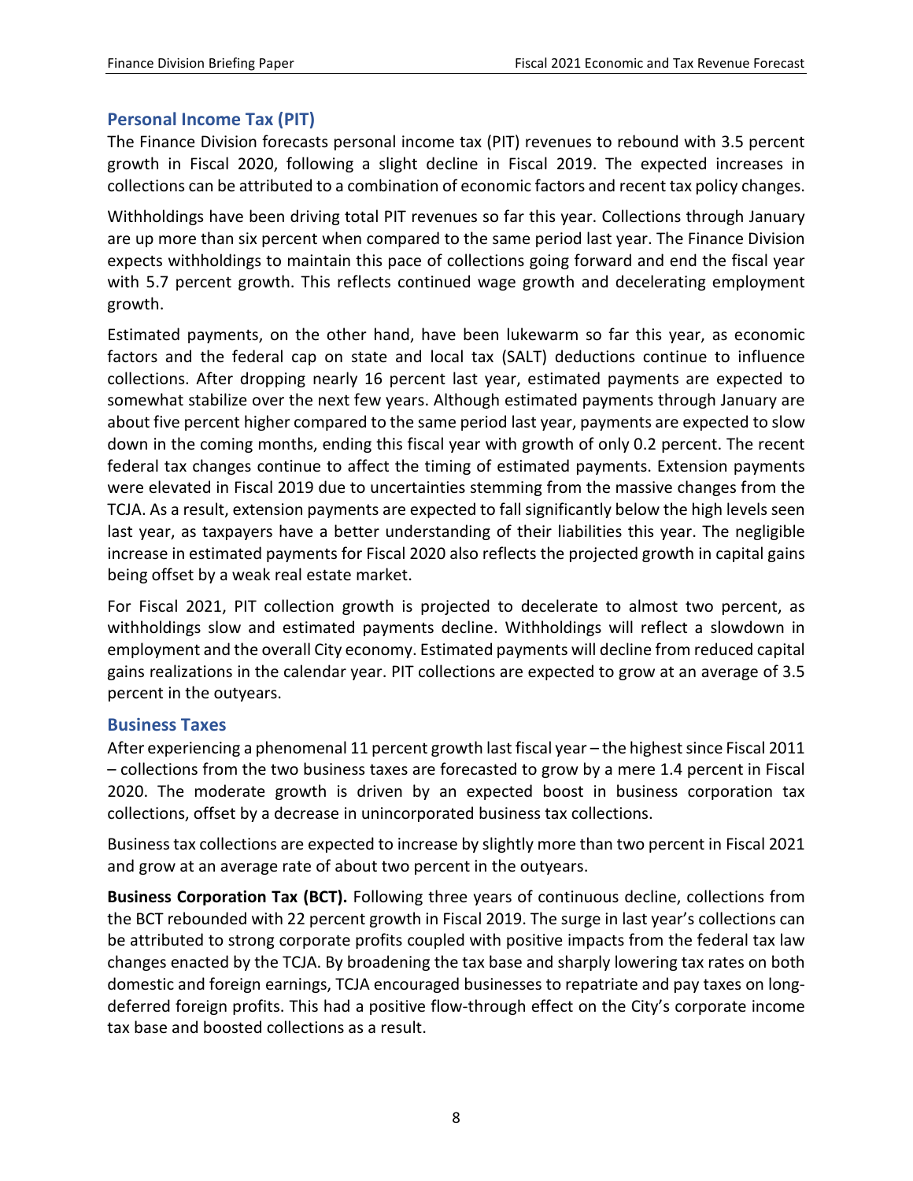## Personal Income Tax (PIT)

The Finance Division forecasts personal income tax (PIT) revenues to rebound with 3.5 percent growth in Fiscal 2020, following a slight decline in Fiscal 2019. The expected increases in collections can be attributed to a combination of economic factors and recent tax policy changes.

Withholdings have been driving total PIT revenues so far this year. Collections through January are up more than six percent when compared to the same period last year. The Finance Division expects withholdings to maintain this pace of collections going forward and end the fiscal year with 5.7 percent growth. This reflects continued wage growth and decelerating employment growth.

Estimated payments, on the other hand, have been lukewarm so far this year, as economic factors and the federal cap on state and local tax (SALT) deductions continue to influence collections. After dropping nearly 16 percent last year, estimated payments are expected to somewhat stabilize over the next few years. Although estimated payments through January are about five percent higher compared to the same period last year, payments are expected to slow down in the coming months, ending this fiscal year with growth of only 0.2 percent. The recent federal tax changes continue to affect the timing of estimated payments. Extension payments were elevated in Fiscal 2019 due to uncertainties stemming from the massive changes from the TCJA. As a result, extension payments are expected to fall significantly below the high levels seen last year, as taxpayers have a better understanding of their liabilities this year. The negligible increase in estimated payments for Fiscal 2020 also reflects the projected growth in capital gains being offset by a weak real estate market.

For Fiscal 2021, PIT collection growth is projected to decelerate to almost two percent, as withholdings slow and estimated payments decline. Withholdings will reflect a slowdown in employment and the overall City economy. Estimated payments will decline from reduced capital gains realizations in the calendar year. PIT collections are expected to grow at an average of 3.5 percent in the outyears.

## Business Taxes

After experiencing a phenomenal 11 percent growth last fiscal year – the highest since Fiscal 2011 – collections from the two business taxes are forecasted to grow by a mere 1.4 percent in Fiscal 2020. The moderate growth is driven by an expected boost in business corporation tax collections, offset by a decrease in unincorporated business tax collections.

Business tax collections are expected to increase by slightly more than two percent in Fiscal 2021 and grow at an average rate of about two percent in the outyears.

**Business Corporation Tax (BCT).** Following three years of continuous decline, collections from the BCT rebounded with 22 percent growth in Fiscal 2019. The surge in last year's collections can be attributed to strong corporate profits coupled with positive impacts from the federal tax law changes enacted by the TCJA. By broadening the tax base and sharply lowering tax rates on both domestic and foreign earnings, TCJA encouraged businesses to repatriate and pay taxes on long-deferred foreign profits. This had a positive flow-through effect on the City's corporate income tax base and boosted collections as a result.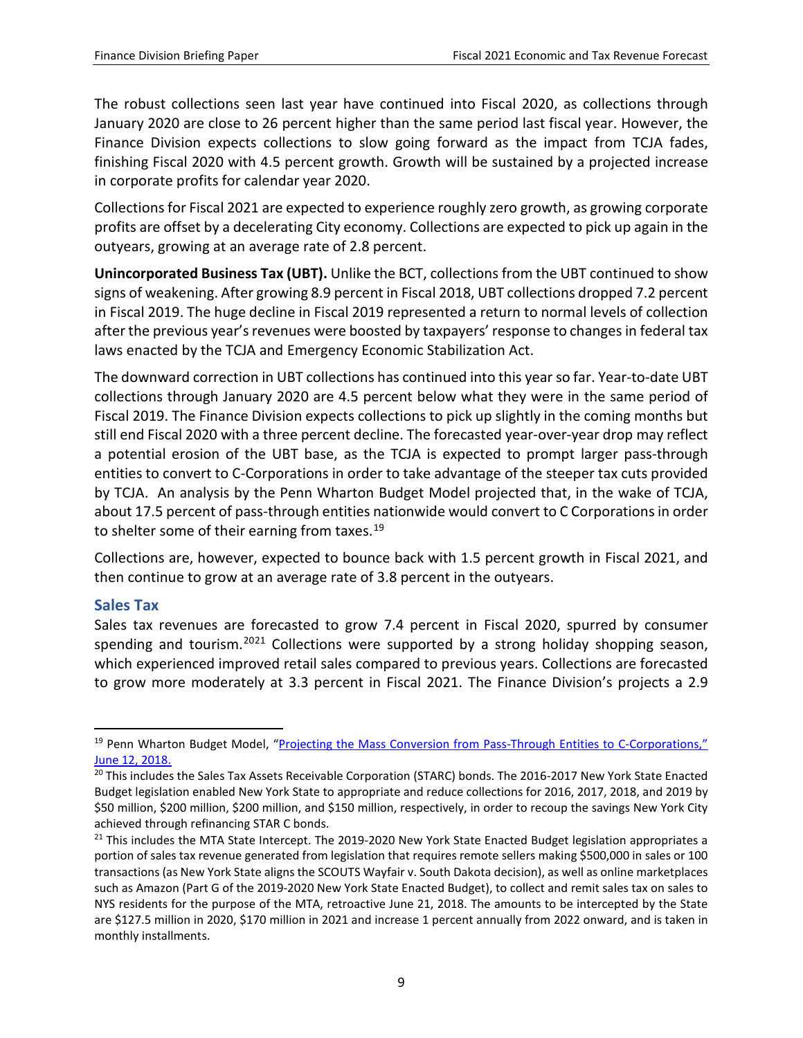The robust collections seen last year have continued into Fiscal 2020, as collections through January 2020 are close to 26 percent higher than the same period last fiscal year. However, the Finance Division expects collections to slow going forward as the impact from TCJA fades, finishing Fiscal 2020 with 4.5 percent growth. Growth will be sustained by a projected increase in corporate profits for calendar year 2020.

Collections for Fiscal 2021 are expected to experience roughly zero growth, as growing corporate profits are offset by a decelerating City economy. Collections are expected to pick up again in the outyears, growing at an average rate of 2.8 percent.

**Unincorporated Business Tax (UBT).** Unlike the BCT, collections from the UBT continued to show signs of weakening. After growing 8.9 percent in Fiscal 2018, UBT collections dropped 7.2 percent in Fiscal 2019. The huge decline in Fiscal 2019 represented a return to normal levels of collection after the previous year's revenues were boosted by taxpayers' response to changes in federal tax laws enacted by the TCJA and Emergency Economic Stabilization Act.

The downward correction in UBT collections has continued into this year so far. Year-to-date UBT collections through January 2020 are 4.5 percent below what they were in the same period of Fiscal 2019. The Finance Division expects collections to pick up slightly in the coming months but still end Fiscal 2020 with a three percent decline. The forecasted year-over-year drop may reflect a potential erosion of the UBT base, as the TCJA is expected to prompt larger pass-through entities to convert to C-Corporations in order to take advantage of the steeper tax cuts provided by TCJA. An analysis by the Penn Wharton Budget Model projected that, in the wake of TCJA, about 17.5 percent of pass-through entities nationwide would convert to C Corporations in order to shelter some of their earning from taxes.[19]

Collections are, however, expected to bounce back with 1.5 percent growth in Fiscal 2021, and then continue to grow at an average rate of 3.8 percent in the outyears.

### Sales Tax

Sales tax revenues are forecasted to grow 7.4 percent in Fiscal 2020, spurred by consumer spending and tourism.[20][21] Collections were supported by a strong holiday shopping season, which experienced improved retail sales compared to previous years. Collections are forecasted to grow more moderately at 3.3 percent in Fiscal 2021. The Finance Division's projects a 2.9

---

[19] Penn Wharton Budget Model, "Projecting the Mass Conversion from Pass-Through Entities to C-Corporations," June 12, 2018.

[20] This includes the Sales Tax Assets Receivable Corporation (STARC) bonds. The 2016-2017 New York State Enacted Budget legislation enabled New York State to appropriate and reduce collections for 2016, 2017, 2018, and 2019 by $50 million, $200 million, $200 million, and $150 million, respectively, in order to recoup the savings New York City achieved through refinancing STAR C bonds.

[21] This includes the MTA State Intercept. The 2019-2020 New York State Enacted Budget legislation appropriates a portion of sales tax revenue generated from legislation that requires remote sellers making $500,000 in sales or 100 transactions (as New York State aligns the SCOUTS Wayfair v. South Dakota decision), as well as online marketplaces such as Amazon (Part G of the 2019-2020 New York State Enacted Budget), to collect and remit sales tax on sales to NYS residents for the purpose of the MTA, retroactive June 21, 2018. The amounts to be intercepted by the State are $127.5 million in 2020, $170 million in 2021 and increase 1 percent annually from 2022 onward, and is taken in monthly installments.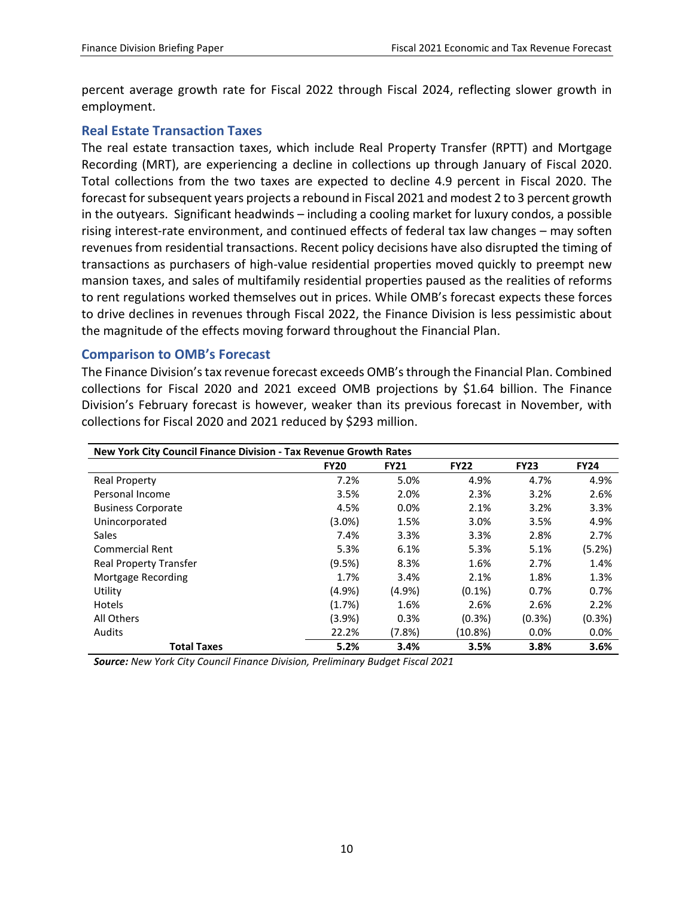percent average growth rate for Fiscal 2022 through Fiscal 2024, reflecting slower growth in employment.

### Real Estate Transaction Taxes

The real estate transaction taxes, which include Real Property Transfer (RPTT) and Mortgage Recording (MRT), are experiencing a decline in collections up through January of Fiscal 2020. Total collections from the two taxes are expected to decline 4.9 percent in Fiscal 2020. The forecast for subsequent years projects a rebound in Fiscal 2021 and modest 2 to 3 percent growth in the outyears. Significant headwinds – including a cooling market for luxury condos, a possible rising interest-rate environment, and continued effects of federal tax law changes – may soften revenues from residential transactions. Recent policy decisions have also disrupted the timing of transactions as purchasers of high-value residential properties moved quickly to preempt new mansion taxes, and sales of multifamily residential properties paused as the realities of reforms to rent regulations worked themselves out in prices. While OMB's forecast expects these forces to drive declines in revenues through Fiscal 2022, the Finance Division is less pessimistic about the magnitude of the effects moving forward throughout the Financial Plan.

### Comparison to OMB's Forecast

The Finance Division's tax revenue forecast exceeds OMB's through the Financial Plan. Combined collections for Fiscal 2020 and 2021 exceed OMB projections by $1.64 billion. The Finance Division's February forecast is however, weaker than its previous forecast in November, with collections for Fiscal 2020 and 2021 reduced by $293 million.

**New York City Council Finance Division - Tax Revenue Growth Rates**

| | FY20 | FY21 | FY22 | FY23 | FY24 |
|---|---|---|---|---|---|
| Real Property | 7.2% | 5.0% | 4.9% | 4.7% | 4.9% |
| Personal Income | 3.5% | 2.0% | 2.3% | 3.2% | 2.6% |
| Business Corporate | 4.5% | 0.0% | 2.1% | 3.2% | 3.3% |
| Unincorporated | (3.0%) | 1.5% | 3.0% | 3.5% | 4.9% |
| Sales | 7.4% | 3.3% | 3.3% | 2.8% | 2.7% |
| Commercial Rent | 5.3% | 6.1% | 5.3% | 5.1% | (5.2%) |
| Real Property Transfer | (9.5%) | 8.3% | 1.6% | 2.7% | 1.4% |
| Mortgage Recording | 1.7% | 3.4% | 2.1% | 1.8% | 1.3% |
| Utility | (4.9%) | (4.9%) | (0.1%) | 0.7% | 0.7% |
| Hotels | (1.7%) | 1.6% | 2.6% | 2.6% | 2.2% |
| All Others | (3.9%) | 0.3% | (0.3%) | (0.3%) | (0.3%) |
| Audits | 22.2% | (7.8%) | (10.8%) | 0.0% | 0.0% |
| **Total Taxes** | **5.2%** | **3.4%** | **3.5%** | **3.8%** | **3.6%** |

***Source:*** *New York City Council Finance Division, Preliminary Budget Fiscal 2021*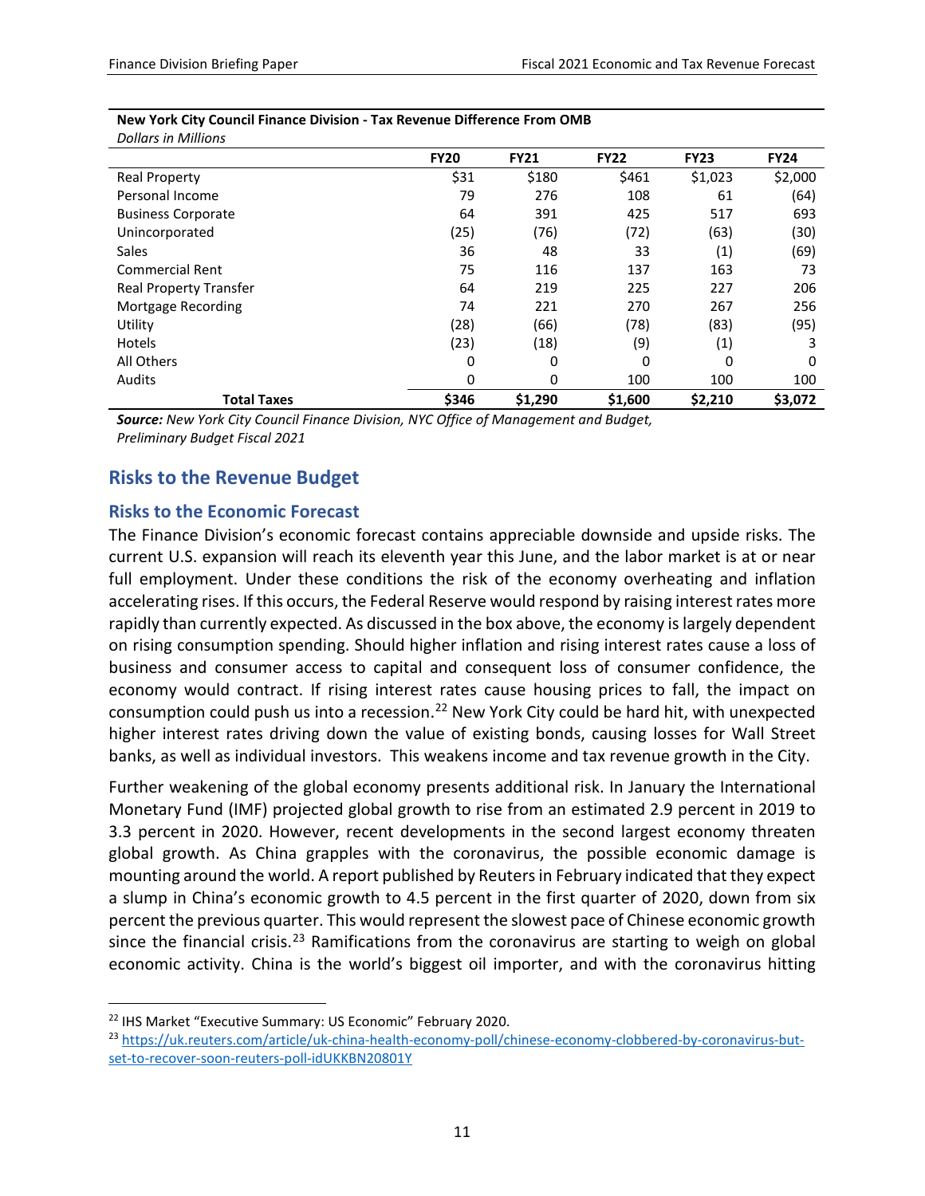**New York City Council Finance Division - Tax Revenue Difference From OMB**
*Dollars in Millions*

| | FY20 | FY21 | FY22 | FY23 | FY24 |
|---|---|---|---|---|---|
| Real Property | $31 | $180 | $461 | $1,023 | $2,000 |
| Personal Income | 79 | 276 | 108 | 61 | (64) |
| Business Corporate | 64 | 391 | 425 | 517 | 693 |
| Unincorporated | (25) | (76) | (72) | (63) | (30) |
| Sales | 36 | 48 | 33 | (1) | (69) |
| Commercial Rent | 75 | 116 | 137 | 163 | 73 |
| Real Property Transfer | 64 | 219 | 225 | 227 | 206 |
| Mortgage Recording | 74 | 221 | 270 | 267 | 256 |
| Utility | (28) | (66) | (78) | (83) | (95) |
| Hotels | (23) | (18) | (9) | (1) | 3 |
| All Others | 0 | 0 | 0 | 0 | 0 |
| Audits | 0 | 0 | 100 | 100 | 100 |
| **Total Taxes** | **$346** | **$1,290** | **$1,600** | **$2,210** | **$3,072** |

***Source:*** *New York City Council Finance Division, NYC Office of Management and Budget, Preliminary Budget Fiscal 2021*

## Risks to the Revenue Budget

### Risks to the Economic Forecast

The Finance Division's economic forecast contains appreciable downside and upside risks. The current U.S. expansion will reach its eleventh year this June, and the labor market is at or near full employment. Under these conditions the risk of the economy overheating and inflation accelerating rises. If this occurs, the Federal Reserve would respond by raising interest rates more rapidly than currently expected. As discussed in the box above, the economy is largely dependent on rising consumption spending. Should higher inflation and rising interest rates cause a loss of business and consumer access to capital and consequent loss of consumer confidence, the economy would contract. If rising interest rates cause housing prices to fall, the impact on consumption could push us into a recession.[22] New York City could be hard hit, with unexpected higher interest rates driving down the value of existing bonds, causing losses for Wall Street banks, as well as individual investors. This weakens income and tax revenue growth in the City.

Further weakening of the global economy presents additional risk. In January the International Monetary Fund (IMF) projected global growth to rise from an estimated 2.9 percent in 2019 to 3.3 percent in 2020. However, recent developments in the second largest economy threaten global growth. As China grapples with the coronavirus, the possible economic damage is mounting around the world. A report published by Reuters in February indicated that they expect a slump in China's economic growth to 4.5 percent in the first quarter of 2020, down from six percent the previous quarter. This would represent the slowest pace of Chinese economic growth since the financial crisis.[23] Ramifications from the coronavirus are starting to weigh on global economic activity. China is the world's biggest oil importer, and with the coronavirus hitting

[22] IHS Market "Executive Summary: US Economic" February 2020.

[23] https://uk.reuters.com/article/uk-china-health-economy-poll/chinese-economy-clobbered-by-coronavirus-but-set-to-recover-soon-reuters-poll-idUKKBN20801Y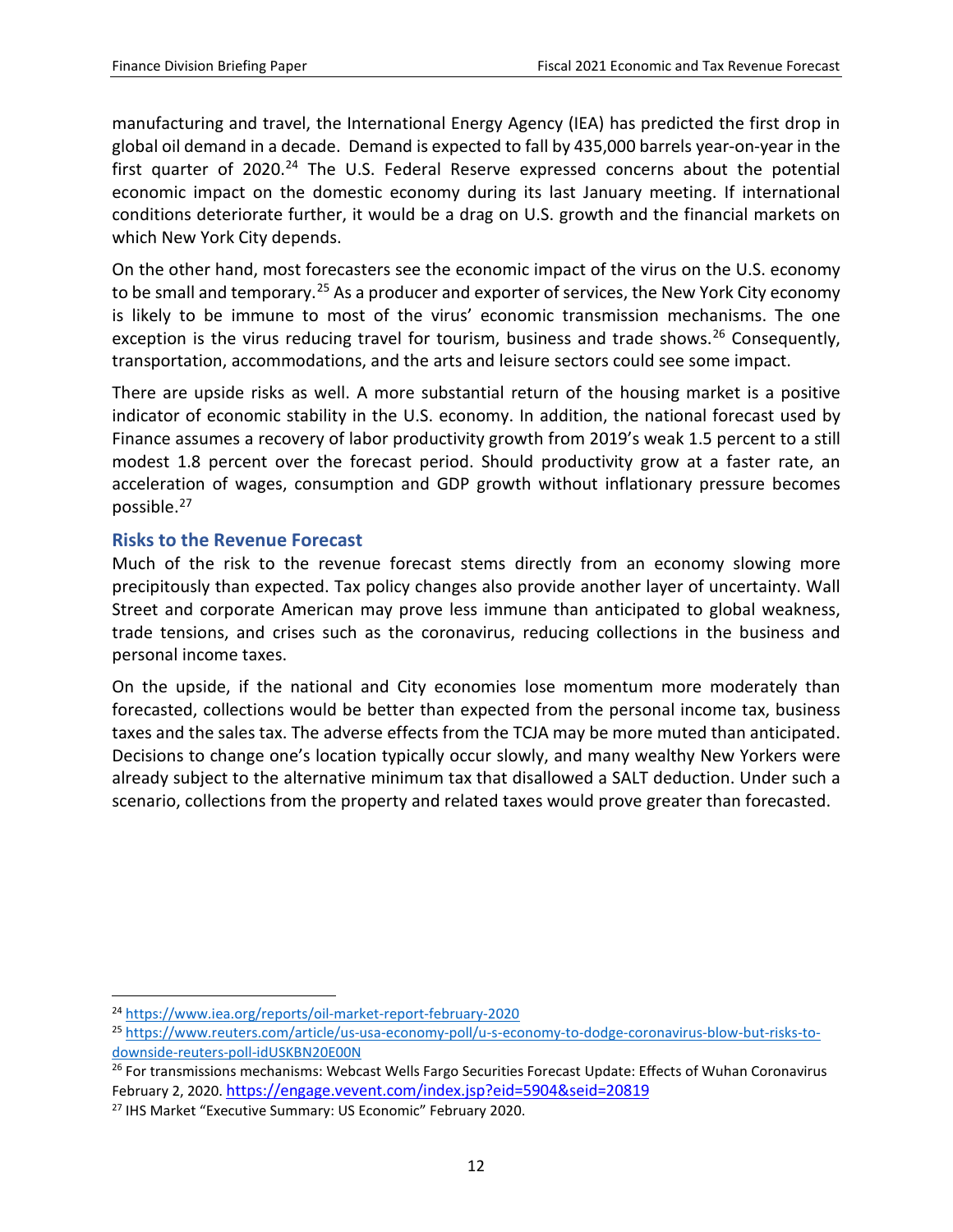manufacturing and travel, the International Energy Agency (IEA) has predicted the first drop in global oil demand in a decade. Demand is expected to fall by 435,000 barrels year-on-year in the first quarter of 2020.[24] The U.S. Federal Reserve expressed concerns about the potential economic impact on the domestic economy during its last January meeting. If international conditions deteriorate further, it would be a drag on U.S. growth and the financial markets on which New York City depends.

On the other hand, most forecasters see the economic impact of the virus on the U.S. economy to be small and temporary.[25] As a producer and exporter of services, the New York City economy is likely to be immune to most of the virus' economic transmission mechanisms. The one exception is the virus reducing travel for tourism, business and trade shows.[26] Consequently, transportation, accommodations, and the arts and leisure sectors could see some impact.

There are upside risks as well. A more substantial return of the housing market is a positive indicator of economic stability in the U.S. economy. In addition, the national forecast used by Finance assumes a recovery of labor productivity growth from 2019's weak 1.5 percent to a still modest 1.8 percent over the forecast period. Should productivity grow at a faster rate, an acceleration of wages, consumption and GDP growth without inflationary pressure becomes possible.[27]

### Risks to the Revenue Forecast

Much of the risk to the revenue forecast stems directly from an economy slowing more precipitously than expected. Tax policy changes also provide another layer of uncertainty. Wall Street and corporate American may prove less immune than anticipated to global weakness, trade tensions, and crises such as the coronavirus, reducing collections in the business and personal income taxes.

On the upside, if the national and City economies lose momentum more moderately than forecasted, collections would be better than expected from the personal income tax, business taxes and the sales tax. The adverse effects from the TCJA may be more muted than anticipated. Decisions to change one's location typically occur slowly, and many wealthy New Yorkers were already subject to the alternative minimum tax that disallowed a SALT deduction. Under such a scenario, collections from the property and related taxes would prove greater than forecasted.

---

[24] https://www.iea.org/reports/oil-market-report-february-2020

[25] https://www.reuters.com/article/us-usa-economy-poll/u-s-economy-to-dodge-coronavirus-blow-but-risks-to-downside-reuters-poll-idUSKBN20E00N

[26] For transmissions mechanisms: Webcast Wells Fargo Securities Forecast Update: Effects of Wuhan Coronavirus February 2, 2020. https://engage.vevent.com/index.jsp?eid=5904&seid=20819

[27] IHS Market "Executive Summary: US Economic" February 2020.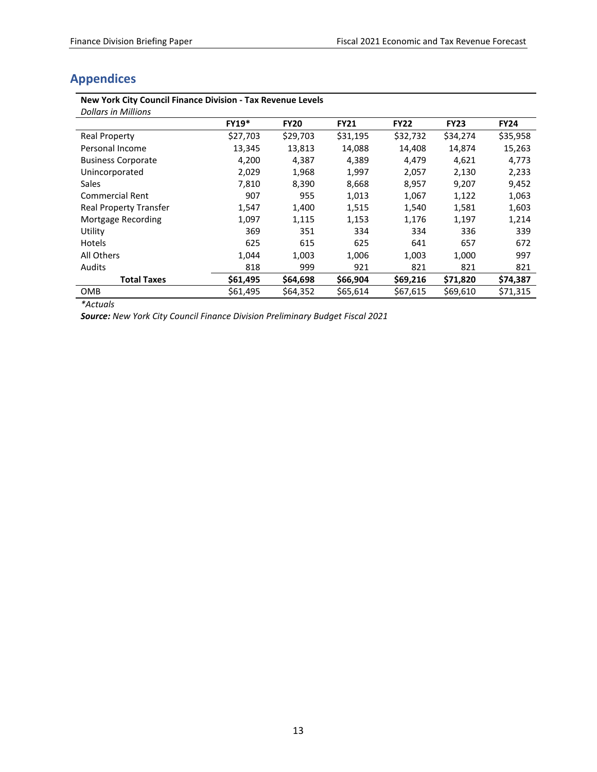## Appendices

**New York City Council Finance Division - Tax Revenue Levels**
*Dollars in Millions*

| | FY19* | FY20 | FY21 | FY22 | FY23 | FY24 |
|---|---|---|---|---|---|---|
| Real Property | $27,703 | $29,703 | $31,195 | $32,732 | $34,274 | $35,958 |
| Personal Income | 13,345 | 13,813 | 14,088 | 14,408 | 14,874 | 15,263 |
| Business Corporate | 4,200 | 4,387 | 4,389 | 4,479 | 4,621 | 4,773 |
| Unincorporated | 2,029 | 1,968 | 1,997 | 2,057 | 2,130 | 2,233 |
| Sales | 7,810 | 8,390 | 8,668 | 8,957 | 9,207 | 9,452 |
| Commercial Rent | 907 | 955 | 1,013 | 1,067 | 1,122 | 1,063 |
| Real Property Transfer | 1,547 | 1,400 | 1,515 | 1,540 | 1,581 | 1,603 |
| Mortgage Recording | 1,097 | 1,115 | 1,153 | 1,176 | 1,197 | 1,214 |
| Utility | 369 | 351 | 334 | 334 | 336 | 339 |
| Hotels | 625 | 615 | 625 | 641 | 657 | 672 |
| All Others | 1,044 | 1,003 | 1,006 | 1,003 | 1,000 | 997 |
| Audits | 818 | 999 | 921 | 821 | 821 | 821 |
| **Total Taxes** | **$61,495** | **$64,698** | **$66,904** | **$69,216** | **$71,820** | **$74,387** |
| OMB | $61,495 | $64,352 | $65,614 | $67,615 | $69,610 | $71,315 |

*\*Actuals*

***Source:*** *New York City Council Finance Division Preliminary Budget Fiscal 2021*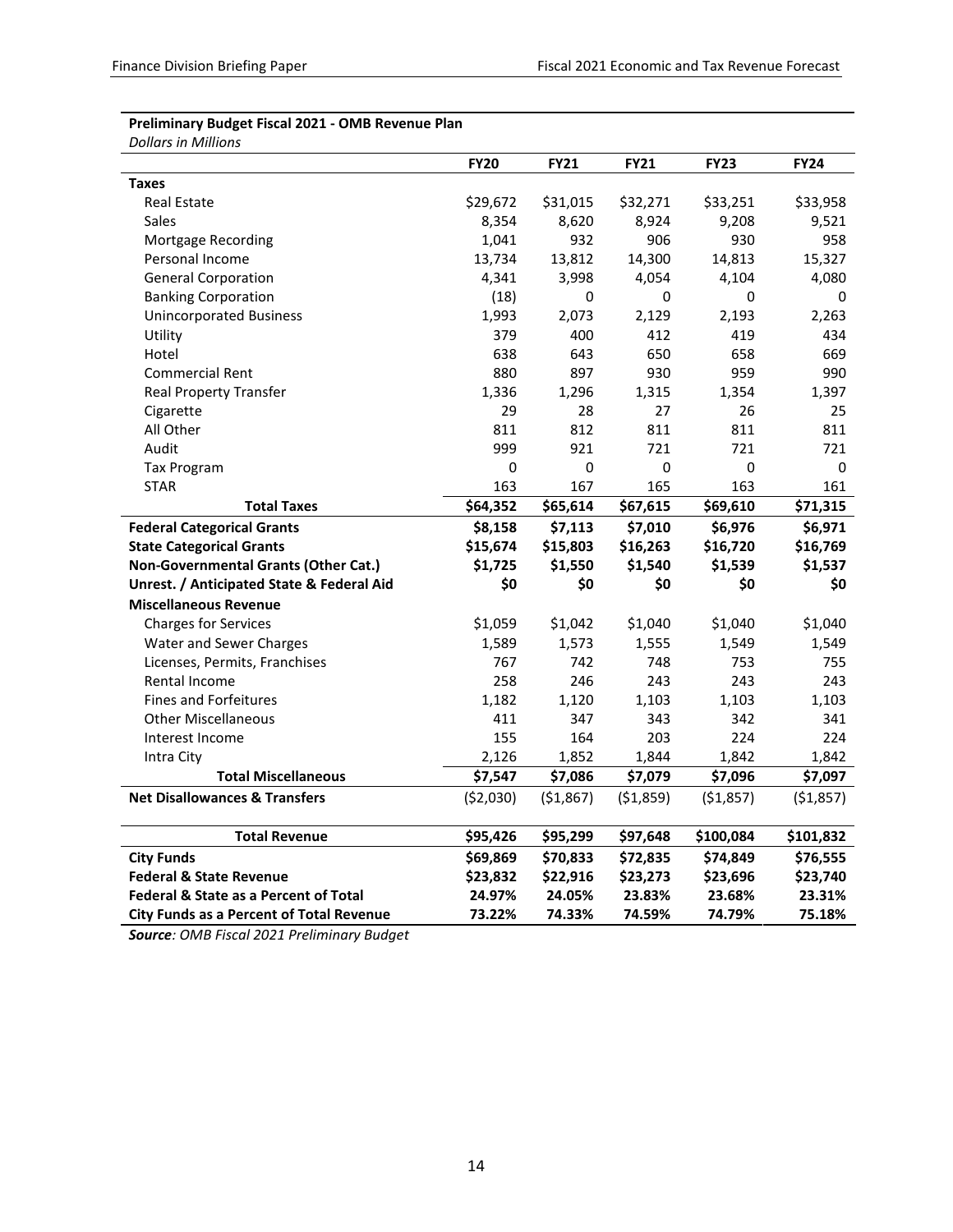**Preliminary Budget Fiscal 2021 - OMB Revenue Plan**

*Dollars in Millions*

| | FY20 | FY21 | FY21 | FY23 | FY24 |
|---|---|---|---|---|---|
| **Taxes** | | | | | |
| Real Estate | $29,672 | $31,015 | $32,271 | $33,251 | $33,958 |
| Sales | 8,354 | 8,620 | 8,924 | 9,208 | 9,521 |
| Mortgage Recording | 1,041 | 932 | 906 | 930 | 958 |
| Personal Income | 13,734 | 13,812 | 14,300 | 14,813 | 15,327 |
| General Corporation | 4,341 | 3,998 | 4,054 | 4,104 | 4,080 |
| Banking Corporation | (18) | 0 | 0 | 0 | 0 |
| Unincorporated Business | 1,993 | 2,073 | 2,129 | 2,193 | 2,263 |
| Utility | 379 | 400 | 412 | 419 | 434 |
| Hotel | 638 | 643 | 650 | 658 | 669 |
| Commercial Rent | 880 | 897 | 930 | 959 | 990 |
| Real Property Transfer | 1,336 | 1,296 | 1,315 | 1,354 | 1,397 |
| Cigarette | 29 | 28 | 27 | 26 | 25 |
| All Other | 811 | 812 | 811 | 811 | 811 |
| Audit | 999 | 921 | 721 | 721 | 721 |
| Tax Program | 0 | 0 | 0 | 0 | 0 |
| STAR | 163 | 167 | 165 | 163 | 161 |
| **Total Taxes** | **$64,352** | **$65,614** | **$67,615** | **$69,610** | **$71,315** |
| **Federal Categorical Grants** | **$8,158** | **$7,113** | **$7,010** | **$6,976** | **$6,971** |
| **State Categorical Grants** | **$15,674** | **$15,803** | **$16,263** | **$16,720** | **$16,769** |
| **Non-Governmental Grants (Other Cat.)** | **$1,725** | **$1,550** | **$1,540** | **$1,539** | **$1,537** |
| **Unrest. / Anticipated State & Federal Aid** | **$0** | **$0** | **$0** | **$0** | **$0** |
| **Miscellaneous Revenue** | | | | | |
| Charges for Services | $1,059 | $1,042 | $1,040 | $1,040 | $1,040 |
| Water and Sewer Charges | 1,589 | 1,573 | 1,555 | 1,549 | 1,549 |
| Licenses, Permits, Franchises | 767 | 742 | 748 | 753 | 755 |
| Rental Income | 258 | 246 | 243 | 243 | 243 |
| Fines and Forfeitures | 1,182 | 1,120 | 1,103 | 1,103 | 1,103 |
| Other Miscellaneous | 411 | 347 | 343 | 342 | 341 |
| Interest Income | 155 | 164 | 203 | 224 | 224 |
| Intra City | 2,126 | 1,852 | 1,844 | 1,842 | 1,842 |
| **Total Miscellaneous** | **$7,547** | **$7,086** | **$7,079** | **$7,096** | **$7,097** |
| **Net Disallowances & Transfers** | ($2,030) | ($1,867) | ($1,859) | ($1,857) | ($1,857) |
| **Total Revenue** | **$95,426** | **$95,299** | **$97,648** | **$100,084** | **$101,832** |
| **City Funds** | **$69,869** | **$70,833** | **$72,835** | **$74,849** | **$76,555** |
| **Federal & State Revenue** | **$23,832** | **$22,916** | **$23,273** | **$23,696** | **$23,740** |
| **Federal & State as a Percent of Total** | **24.97%** | **24.05%** | **23.83%** | **23.68%** | **23.31%** |
| **City Funds as a Percent of Total Revenue** | **73.22%** | **74.33%** | **74.59%** | **74.79%** | **75.18%** |

***Source**: OMB Fiscal 2021 Preliminary Budget*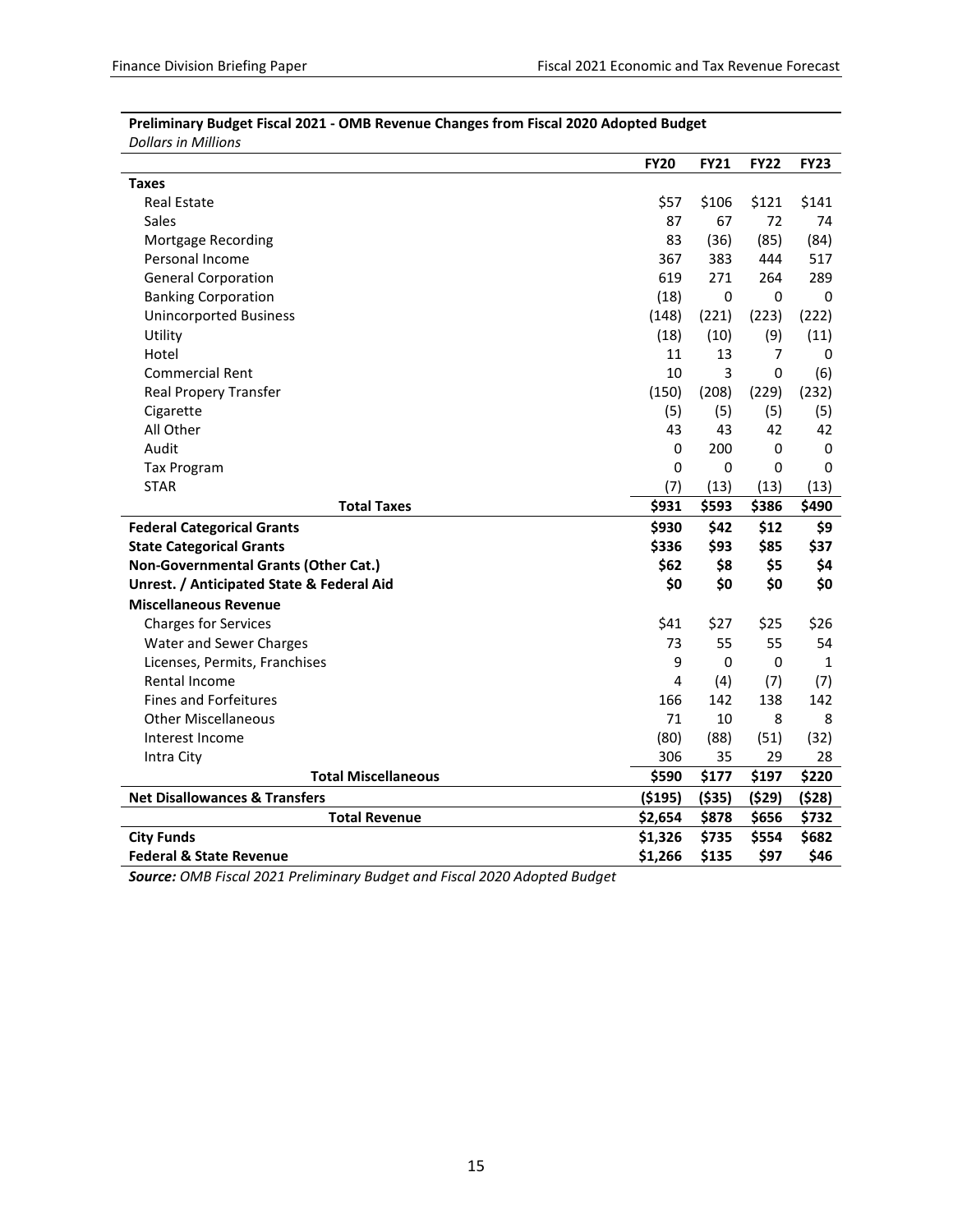**Preliminary Budget Fiscal 2021 - OMB Revenue Changes from Fiscal 2020 Adopted Budget**
*Dollars in Millions*

| | FY20 | FY21 | FY22 | FY23 |
|---|---|---|---|---|
| **Taxes** | | | | |
| Real Estate | $57 | $106 | $121 | $141 |
| Sales | 87 | 67 | 72 | 74 |
| Mortgage Recording | 83 | (36) | (85) | (84) |
| Personal Income | 367 | 383 | 444 | 517 |
| General Corporation | 619 | 271 | 264 | 289 |
| Banking Corporation | (18) | 0 | 0 | 0 |
| Unincorported Business | (148) | (221) | (223) | (222) |
| Utility | (18) | (10) | (9) | (11) |
| Hotel | 11 | 13 | 7 | 0 |
| Commercial Rent | 10 | 3 | 0 | (6) |
| Real Propery Transfer | (150) | (208) | (229) | (232) |
| Cigarette | (5) | (5) | (5) | (5) |
| All Other | 43 | 43 | 42 | 42 |
| Audit | 0 | 200 | 0 | 0 |
| Tax Program | 0 | 0 | 0 | 0 |
| STAR | (7) | (13) | (13) | (13) |
| **Total Taxes** | **$931** | **$593** | **$386** | **$490** |
| **Federal Categorical Grants** | **$930** | **$42** | **$12** | **$9** |
| **State Categorical Grants** | **$336** | **$93** | **$85** | **$37** |
| **Non-Governmental Grants (Other Cat.)** | **$62** | **$8** | **$5** | **$4** |
| **Unrest. / Anticipated State & Federal Aid** | **$0** | **$0** | **$0** | **$0** |
| **Miscellaneous Revenue** | | | | |
| Charges for Services | $41 | $27 | $25 | $26 |
| Water and Sewer Charges | 73 | 55 | 55 | 54 |
| Licenses, Permits, Franchises | 9 | 0 | 0 | 1 |
| Rental Income | 4 | (4) | (7) | (7) |
| Fines and Forfeitures | 166 | 142 | 138 | 142 |
| Other Miscellaneous | 71 | 10 | 8 | 8 |
| Interest Income | (80) | (88) | (51) | (32) |
| Intra City | 306 | 35 | 29 | 28 |
| **Total Miscellaneous** | **$590** | **$177** | **$197** | **$220** |
| **Net Disallowances & Transfers** | **($195)** | **($35)** | **($29)** | **($28)** |
| **Total Revenue** | **$2,654** | **$878** | **$656** | **$732** |
| **City Funds** | **$1,326** | **$735** | **$554** | **$682** |
| **Federal & State Revenue** | **$1,266** | **$135** | **$97** | **$46** |

***Source:*** *OMB Fiscal 2021 Preliminary Budget and Fiscal 2020 Adopted Budget*